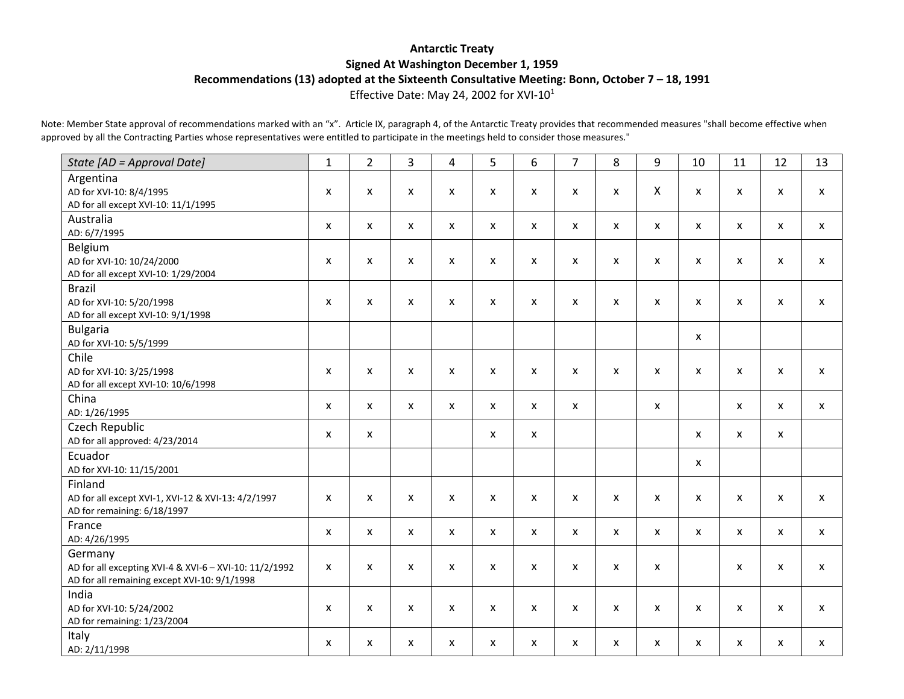**Antarctic Treaty**

**Signed At Washington December 1, 1959**

**Recommendations (13) adopted at the Sixteenth Consultative Meeting: Bonn, October 7 – 18, 1991**

Effective Date: May 24, 2002 for XVI-10[1]

Note: Member State approval of recommendations marked with an "x". Article IX, paragraph 4, of the Antarctic Treaty provides that recommended measures "shall become effective when approved by all the Contracting Parties whose representatives were entitled to participate in the meetings held to consider those measures."

| *State [AD = Approval Date]* | 1 | 2 | 3 | 4 | 5 | 6 | 7 | 8 | 9 | 10 | 11 | 12 | 13 |
|---|---|---|---|---|---|---|---|---|---|---|---|---|---|
| Argentina<br>AD for XVI-10: 8/4/1995<br>AD for all except XVI-10: 11/1/1995 | x | x | x | x | x | x | x | x | X | x | x | x | x |
| Australia<br>AD: 6/7/1995 | x | x | x | x | x | x | x | x | x | x | x | x | x |
| Belgium<br>AD for XVI-10: 10/24/2000<br>AD for all except XVI-10: 1/29/2004 | x | x | x | x | x | x | x | x | x | x | x | x | x |
| Brazil<br>AD for XVI-10: 5/20/1998<br>AD for all except XVI-10: 9/1/1998 | x | x | x | x | x | x | x | x | x | x | x | x | x |
| Bulgaria<br>AD for XVI-10: 5/5/1999 | | | | | | | | | | x | | | |
| Chile<br>AD for XVI-10: 3/25/1998<br>AD for all except XVI-10: 10/6/1998 | x | x | x | x | x | x | x | x | x | x | x | x | x |
| China<br>AD: 1/26/1995 | x | x | x | x | x | x | x | | x | | x | x | x |
| Czech Republic<br>AD for all approved: 4/23/2014 | x | x | | | x | x | | | | x | x | x | |
| Ecuador<br>AD for XVI-10: 11/15/2001 | | | | | | | | | | x | | | |
| Finland<br>AD for all except XVI-1, XVI-12 & XVI-13: 4/2/1997<br>AD for remaining: 6/18/1997 | x | x | x | x | x | x | x | x | x | x | x | x | x |
| France<br>AD: 4/26/1995 | x | x | x | x | x | x | x | x | x | x | x | x | x |
| Germany<br>AD for all excepting XVI-4 & XVI-6 – XVI-10: 11/2/1992<br>AD for all remaining except XVI-10: 9/1/1998 | x | x | x | x | x | x | x | x | x | | x | x | x |
| India<br>AD for XVI-10: 5/24/2002<br>AD for remaining: 1/23/2004 | x | x | x | x | x | x | x | x | x | x | x | x | x |
| Italy<br>AD: 2/11/1998 | x | x | x | x | x | x | x | x | x | x | x | x | x |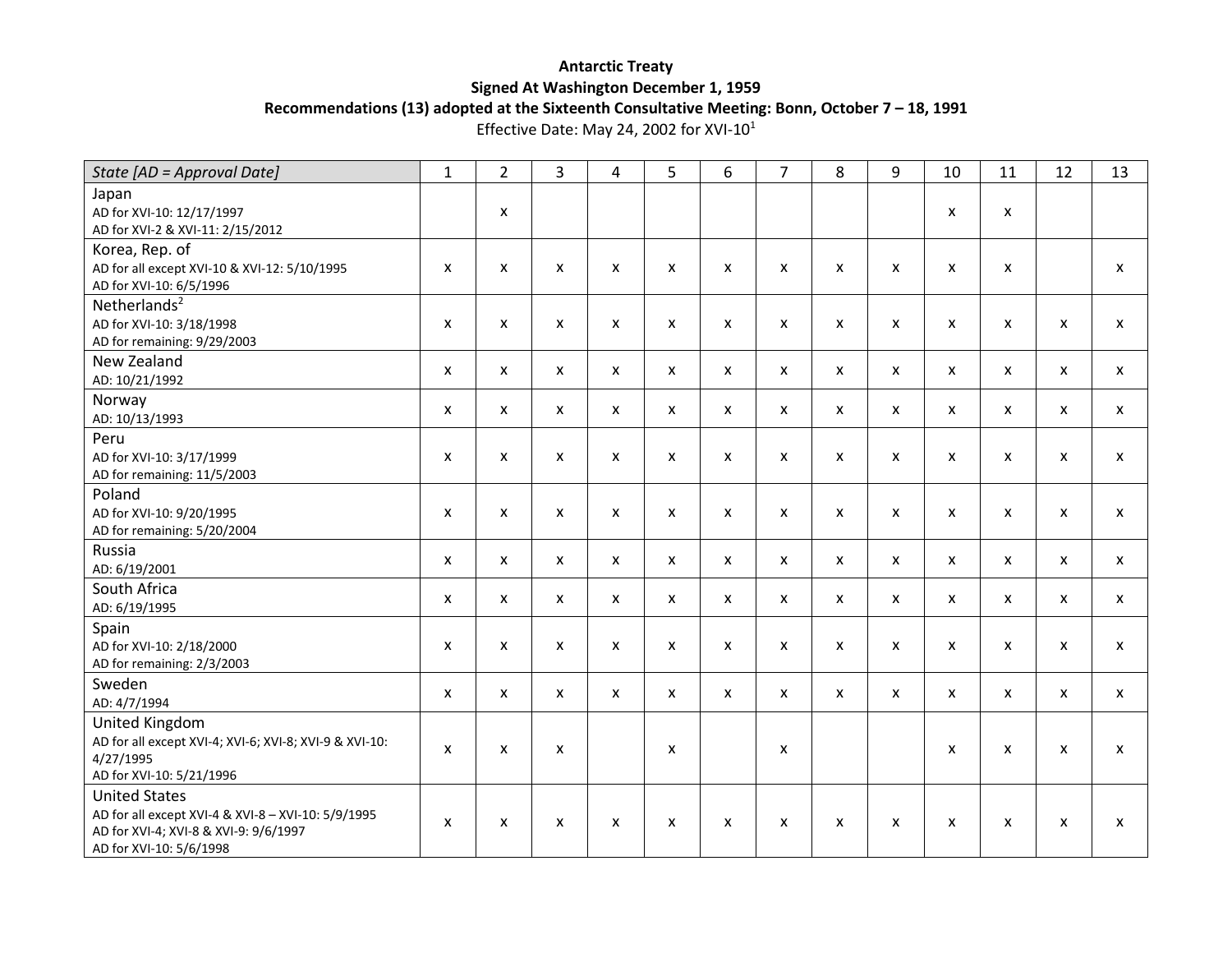**Antarctic Treaty**

**Signed At Washington December 1, 1959**

**Recommendations (13) adopted at the Sixteenth Consultative Meeting: Bonn, October 7 – 18, 1991**

Effective Date: May 24, 2002 for XVI-10[1]

| *State [AD = Approval Date]* | 1 | 2 | 3 | 4 | 5 | 6 | 7 | 8 | 9 | 10 | 11 | 12 | 13 |
|---|---|---|---|---|---|---|---|---|---|---|---|---|---|
| Japan<br>AD for XVI-10: 12/17/1997<br>AD for XVI-2 & XVI-11: 2/15/2012 | | x | | | | | | | | x | x | | |
| Korea, Rep. of<br>AD for all except XVI-10 & XVI-12: 5/10/1995<br>AD for XVI-10: 6/5/1996 | x | x | x | x | x | x | x | x | x | x | x | | x |
| Netherlands[2]<br>AD for XVI-10: 3/18/1998<br>AD for remaining: 9/29/2003 | x | x | x | x | x | x | x | x | x | x | x | x | x |
| New Zealand<br>AD: 10/21/1992 | x | x | x | x | x | x | x | x | x | x | x | x | x |
| Norway<br>AD: 10/13/1993 | x | x | x | x | x | x | x | x | x | x | x | x | x |
| Peru<br>AD for XVI-10: 3/17/1999<br>AD for remaining: 11/5/2003 | x | x | x | x | x | x | x | x | x | x | x | x | x |
| Poland<br>AD for XVI-10: 9/20/1995<br>AD for remaining: 5/20/2004 | x | x | x | x | x | x | x | x | x | x | x | x | x |
| Russia<br>AD: 6/19/2001 | x | x | x | x | x | x | x | x | x | x | x | x | x |
| South Africa<br>AD: 6/19/1995 | x | x | x | x | x | x | x | x | x | x | x | x | x |
| Spain<br>AD for XVI-10: 2/18/2000<br>AD for remaining: 2/3/2003 | x | x | x | x | x | x | x | x | x | x | x | x | x |
| Sweden<br>AD: 4/7/1994 | x | x | x | x | x | x | x | x | x | x | x | x | x |
| United Kingdom<br>AD for all except XVI-4; XVI-6; XVI-8; XVI-9 & XVI-10: 4/27/1995<br>AD for XVI-10: 5/21/1996 | x | x | x | | x | | x | | | x | x | x | x |
| United States<br>AD for all except XVI-4 & XVI-8 – XVI-10: 5/9/1995<br>AD for XVI-4; XVI-8 & XVI-9: 9/6/1997<br>AD for XVI-10: 5/6/1998 | x | x | x | x | x | x | x | x | x | x | x | x | x |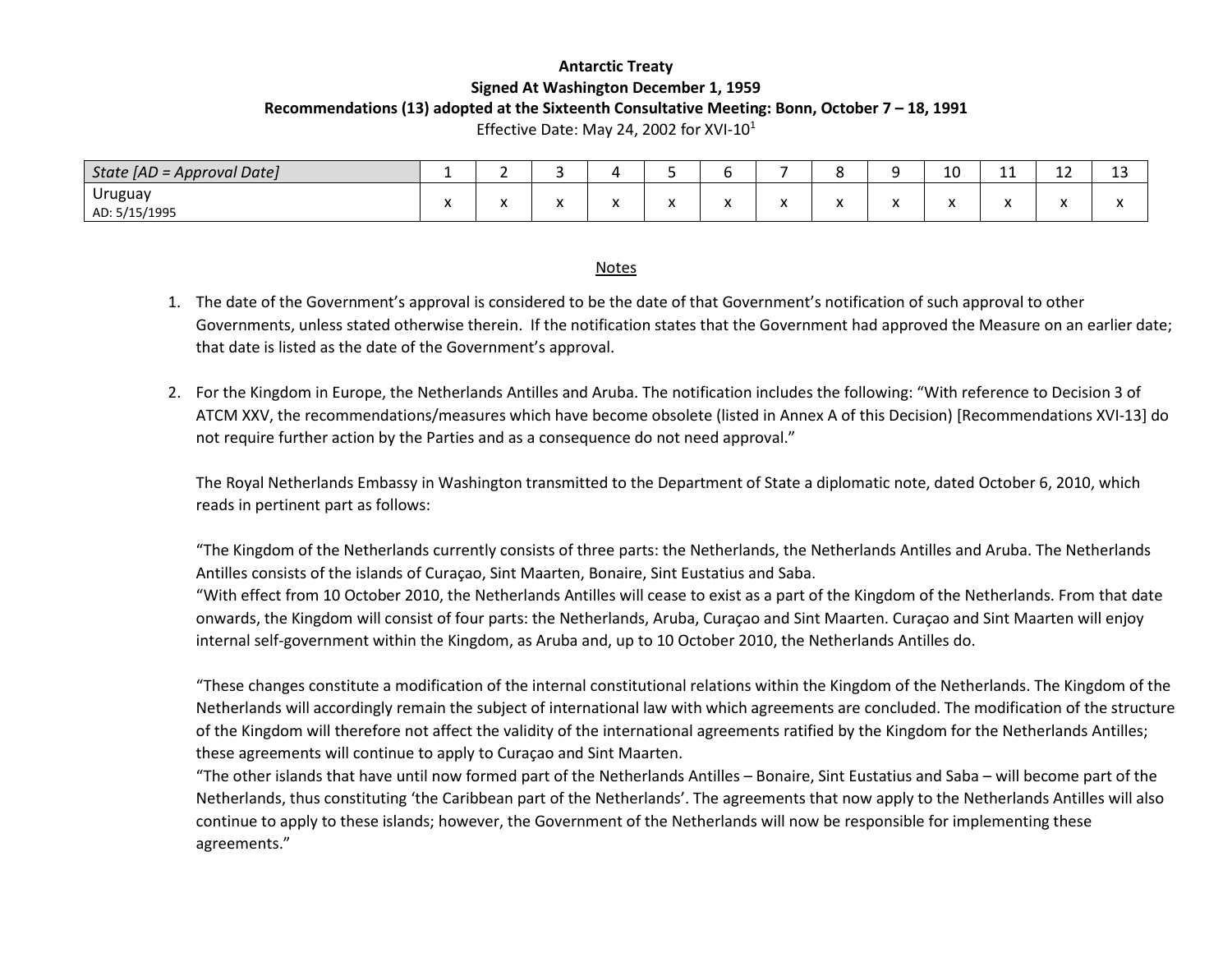**Antarctic Treaty**

**Signed At Washington December 1, 1959**

**Recommendations (13) adopted at the Sixteenth Consultative Meeting: Bonn, October 7 – 18, 1991**

Effective Date: May 24, 2002 for XVI-10[1]

| *State [AD = Approval Date]* | 1 | 2 | 3 | 4 | 5 | 6 | 7 | 8 | 9 | 10 | 11 | 12 | 13 |
|---|---|---|---|---|---|---|---|---|---|---|---|---|---|
| Uruguay AD: 5/15/1995 | x | x | x | x | x | x | x | x | x | x | x | x | x |

Notes

1. The date of the Government's approval is considered to be the date of that Government's notification of such approval to other Governments, unless stated otherwise therein. If the notification states that the Government had approved the Measure on an earlier date; that date is listed as the date of the Government's approval.

2. For the Kingdom in Europe, the Netherlands Antilles and Aruba. The notification includes the following: "With reference to Decision 3 of ATCM XXV, the recommendations/measures which have become obsolete (listed in Annex A of this Decision) [Recommendations XVI-13] do not require further action by the Parties and as a consequence do not need approval."

   The Royal Netherlands Embassy in Washington transmitted to the Department of State a diplomatic note, dated October 6, 2010, which reads in pertinent part as follows:

   "The Kingdom of the Netherlands currently consists of three parts: the Netherlands, the Netherlands Antilles and Aruba. The Netherlands Antilles consists of the islands of Curaçao, Sint Maarten, Bonaire, Sint Eustatius and Saba.
   "With effect from 10 October 2010, the Netherlands Antilles will cease to exist as a part of the Kingdom of the Netherlands. From that date onwards, the Kingdom will consist of four parts: the Netherlands, Aruba, Curaçao and Sint Maarten. Curaçao and Sint Maarten will enjoy internal self-government within the Kingdom, as Aruba and, up to 10 October 2010, the Netherlands Antilles do.

   "These changes constitute a modification of the internal constitutional relations within the Kingdom of the Netherlands. The Kingdom of the Netherlands will accordingly remain the subject of international law with which agreements are concluded. The modification of the structure of the Kingdom will therefore not affect the validity of the international agreements ratified by the Kingdom for the Netherlands Antilles; these agreements will continue to apply to Curaçao and Sint Maarten.
   "The other islands that have until now formed part of the Netherlands Antilles – Bonaire, Sint Eustatius and Saba – will become part of the Netherlands, thus constituting 'the Caribbean part of the Netherlands'. The agreements that now apply to the Netherlands Antilles will also continue to apply to these islands; however, the Government of the Netherlands will now be responsible for implementing these agreements."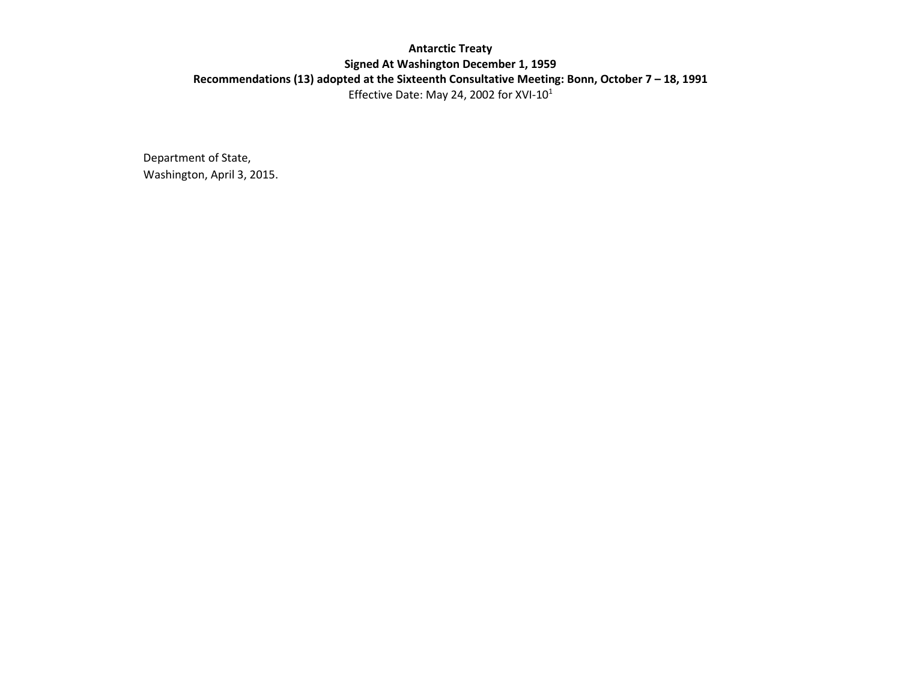**Antarctic Treaty**
**Signed At Washington December 1, 1959**
**Recommendations (13) adopted at the Sixteenth Consultative Meeting: Bonn, October 7 – 18, 1991**
Effective Date: May 24, 2002 for XVI-10[1]

Department of State,
Washington, April 3, 2015.